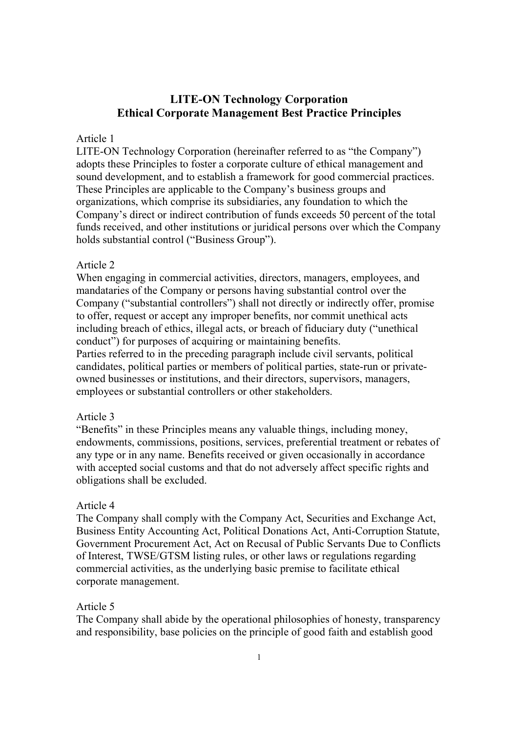# LITE-ON Technology Corporation
# Ethical Corporate Management Best Practice Principles

Article 1

LITE-ON Technology Corporation (hereinafter referred to as "the Company") adopts these Principles to foster a corporate culture of ethical management and sound development, and to establish a framework for good commercial practices. These Principles are applicable to the Company's business groups and organizations, which comprise its subsidiaries, any foundation to which the Company's direct or indirect contribution of funds exceeds 50 percent of the total funds received, and other institutions or juridical persons over which the Company holds substantial control ("Business Group").

Article 2

When engaging in commercial activities, directors, managers, employees, and mandataries of the Company or persons having substantial control over the Company ("substantial controllers") shall not directly or indirectly offer, promise to offer, request or accept any improper benefits, nor commit unethical acts including breach of ethics, illegal acts, or breach of fiduciary duty ("unethical conduct") for purposes of acquiring or maintaining benefits.

Parties referred to in the preceding paragraph include civil servants, political candidates, political parties or members of political parties, state-run or private-owned businesses or institutions, and their directors, supervisors, managers, employees or substantial controllers or other stakeholders.

Article 3

"Benefits" in these Principles means any valuable things, including money, endowments, commissions, positions, services, preferential treatment or rebates of any type or in any name. Benefits received or given occasionally in accordance with accepted social customs and that do not adversely affect specific rights and obligations shall be excluded.

Article 4

The Company shall comply with the Company Act, Securities and Exchange Act, Business Entity Accounting Act, Political Donations Act, Anti-Corruption Statute, Government Procurement Act, Act on Recusal of Public Servants Due to Conflicts of Interest, TWSE/GTSM listing rules, or other laws or regulations regarding commercial activities, as the underlying basic premise to facilitate ethical corporate management.

Article 5

The Company shall abide by the operational philosophies of honesty, transparency and responsibility, base policies on the principle of good faith and establish good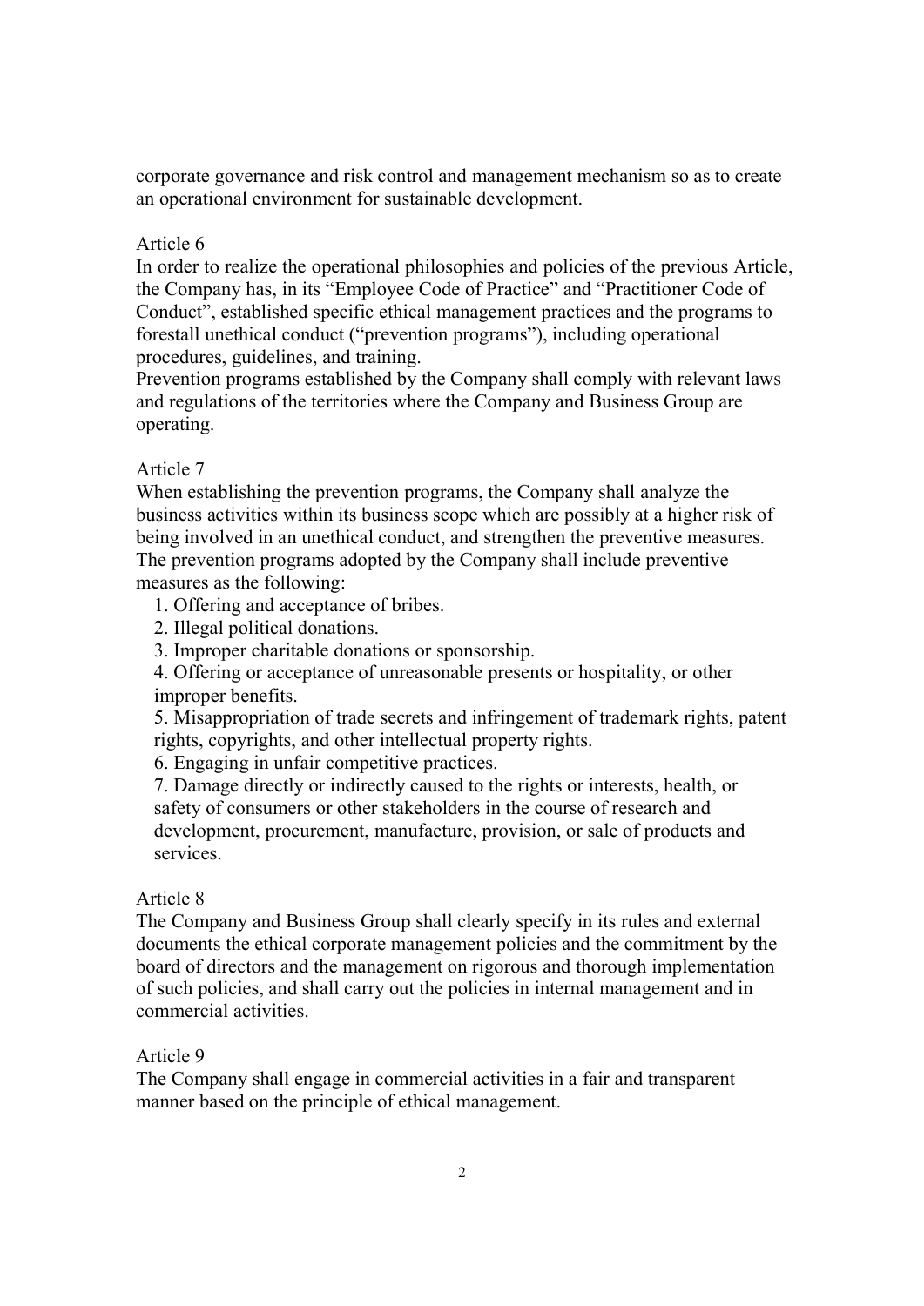corporate governance and risk control and management mechanism so as to create an operational environment for sustainable development.

Article 6

In order to realize the operational philosophies and policies of the previous Article, the Company has, in its "Employee Code of Practice" and "Practitioner Code of Conduct", established specific ethical management practices and the programs to forestall unethical conduct ("prevention programs"), including operational procedures, guidelines, and training.

Prevention programs established by the Company shall comply with relevant laws and regulations of the territories where the Company and Business Group are operating.

Article 7

When establishing the prevention programs, the Company shall analyze the business activities within its business scope which are possibly at a higher risk of being involved in an unethical conduct, and strengthen the preventive measures.

The prevention programs adopted by the Company shall include preventive measures as the following:

1. Offering and acceptance of bribes.
2. Illegal political donations.
3. Improper charitable donations or sponsorship.
4. Offering or acceptance of unreasonable presents or hospitality, or other improper benefits.
5. Misappropriation of trade secrets and infringement of trademark rights, patent rights, copyrights, and other intellectual property rights.
6. Engaging in unfair competitive practices.
7. Damage directly or indirectly caused to the rights or interests, health, or safety of consumers or other stakeholders in the course of research and development, procurement, manufacture, provision, or sale of products and services.

Article 8

The Company and Business Group shall clearly specify in its rules and external documents the ethical corporate management policies and the commitment by the board of directors and the management on rigorous and thorough implementation of such policies, and shall carry out the policies in internal management and in commercial activities.

Article 9

The Company shall engage in commercial activities in a fair and transparent manner based on the principle of ethical management.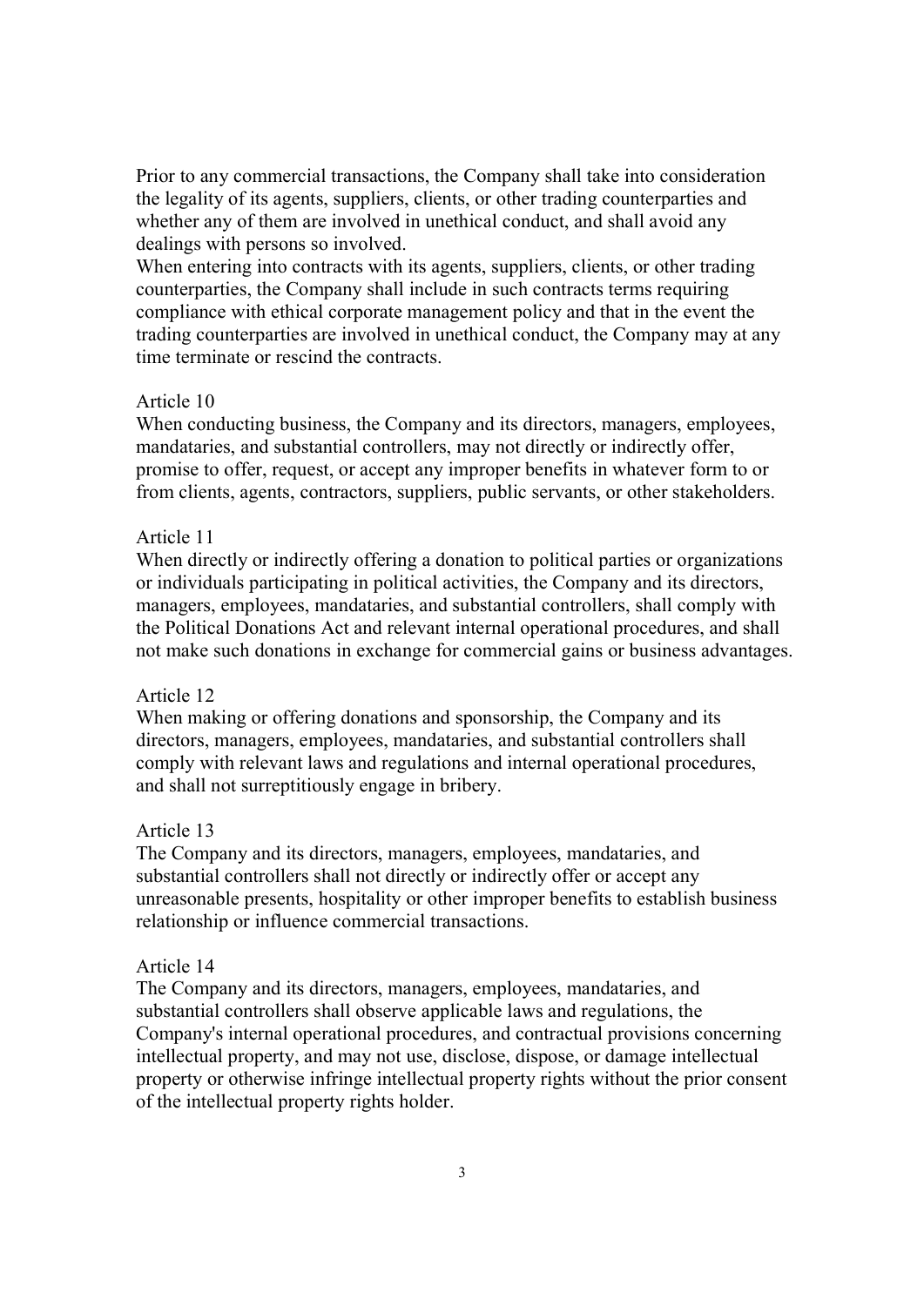Prior to any commercial transactions, the Company shall take into consideration the legality of its agents, suppliers, clients, or other trading counterparties and whether any of them are involved in unethical conduct, and shall avoid any dealings with persons so involved.

When entering into contracts with its agents, suppliers, clients, or other trading counterparties, the Company shall include in such contracts terms requiring compliance with ethical corporate management policy and that in the event the trading counterparties are involved in unethical conduct, the Company may at any time terminate or rescind the contracts.

Article 10

When conducting business, the Company and its directors, managers, employees, mandataries, and substantial controllers, may not directly or indirectly offer, promise to offer, request, or accept any improper benefits in whatever form to or from clients, agents, contractors, suppliers, public servants, or other stakeholders.

Article 11

When directly or indirectly offering a donation to political parties or organizations or individuals participating in political activities, the Company and its directors, managers, employees, mandataries, and substantial controllers, shall comply with the Political Donations Act and relevant internal operational procedures, and shall not make such donations in exchange for commercial gains or business advantages.

Article 12

When making or offering donations and sponsorship, the Company and its directors, managers, employees, mandataries, and substantial controllers shall comply with relevant laws and regulations and internal operational procedures, and shall not surreptitiously engage in bribery.

Article 13

The Company and its directors, managers, employees, mandataries, and substantial controllers shall not directly or indirectly offer or accept any unreasonable presents, hospitality or other improper benefits to establish business relationship or influence commercial transactions.

Article 14

The Company and its directors, managers, employees, mandataries, and substantial controllers shall observe applicable laws and regulations, the Company's internal operational procedures, and contractual provisions concerning intellectual property, and may not use, disclose, dispose, or damage intellectual property or otherwise infringe intellectual property rights without the prior consent of the intellectual property rights holder.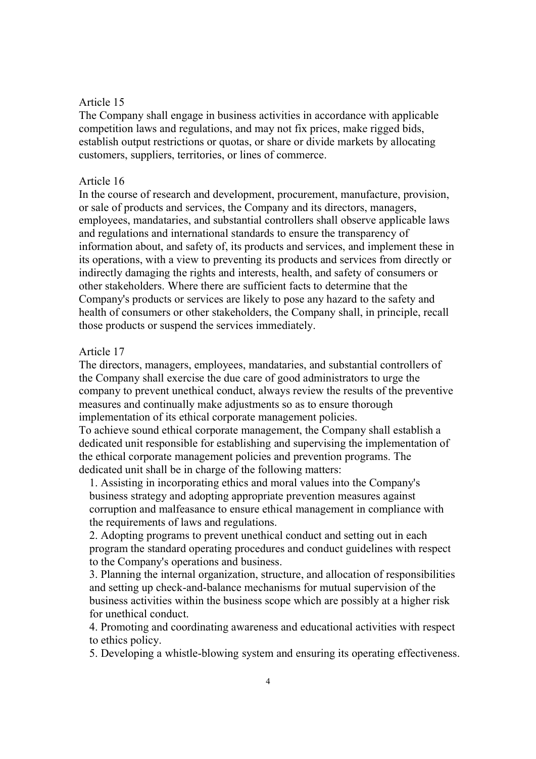Article 15

The Company shall engage in business activities in accordance with applicable competition laws and regulations, and may not fix prices, make rigged bids, establish output restrictions or quotas, or share or divide markets by allocating customers, suppliers, territories, or lines of commerce.

Article 16

In the course of research and development, procurement, manufacture, provision, or sale of products and services, the Company and its directors, managers, employees, mandataries, and substantial controllers shall observe applicable laws and regulations and international standards to ensure the transparency of information about, and safety of, its products and services, and implement these in its operations, with a view to preventing its products and services from directly or indirectly damaging the rights and interests, health, and safety of consumers or other stakeholders. Where there are sufficient facts to determine that the Company's products or services are likely to pose any hazard to the safety and health of consumers or other stakeholders, the Company shall, in principle, recall those products or suspend the services immediately.

Article 17

The directors, managers, employees, mandataries, and substantial controllers of the Company shall exercise the due care of good administrators to urge the company to prevent unethical conduct, always review the results of the preventive measures and continually make adjustments so as to ensure thorough implementation of its ethical corporate management policies.

To achieve sound ethical corporate management, the Company shall establish a dedicated unit responsible for establishing and supervising the implementation of the ethical corporate management policies and prevention programs. The dedicated unit shall be in charge of the following matters:

1. Assisting in incorporating ethics and moral values into the Company's business strategy and adopting appropriate prevention measures against corruption and malfeasance to ensure ethical management in compliance with the requirements of laws and regulations.
2. Adopting programs to prevent unethical conduct and setting out in each program the standard operating procedures and conduct guidelines with respect to the Company's operations and business.
3. Planning the internal organization, structure, and allocation of responsibilities and setting up check-and-balance mechanisms for mutual supervision of the business activities within the business scope which are possibly at a higher risk for unethical conduct.
4. Promoting and coordinating awareness and educational activities with respect to ethics policy.
5. Developing a whistle-blowing system and ensuring its operating effectiveness.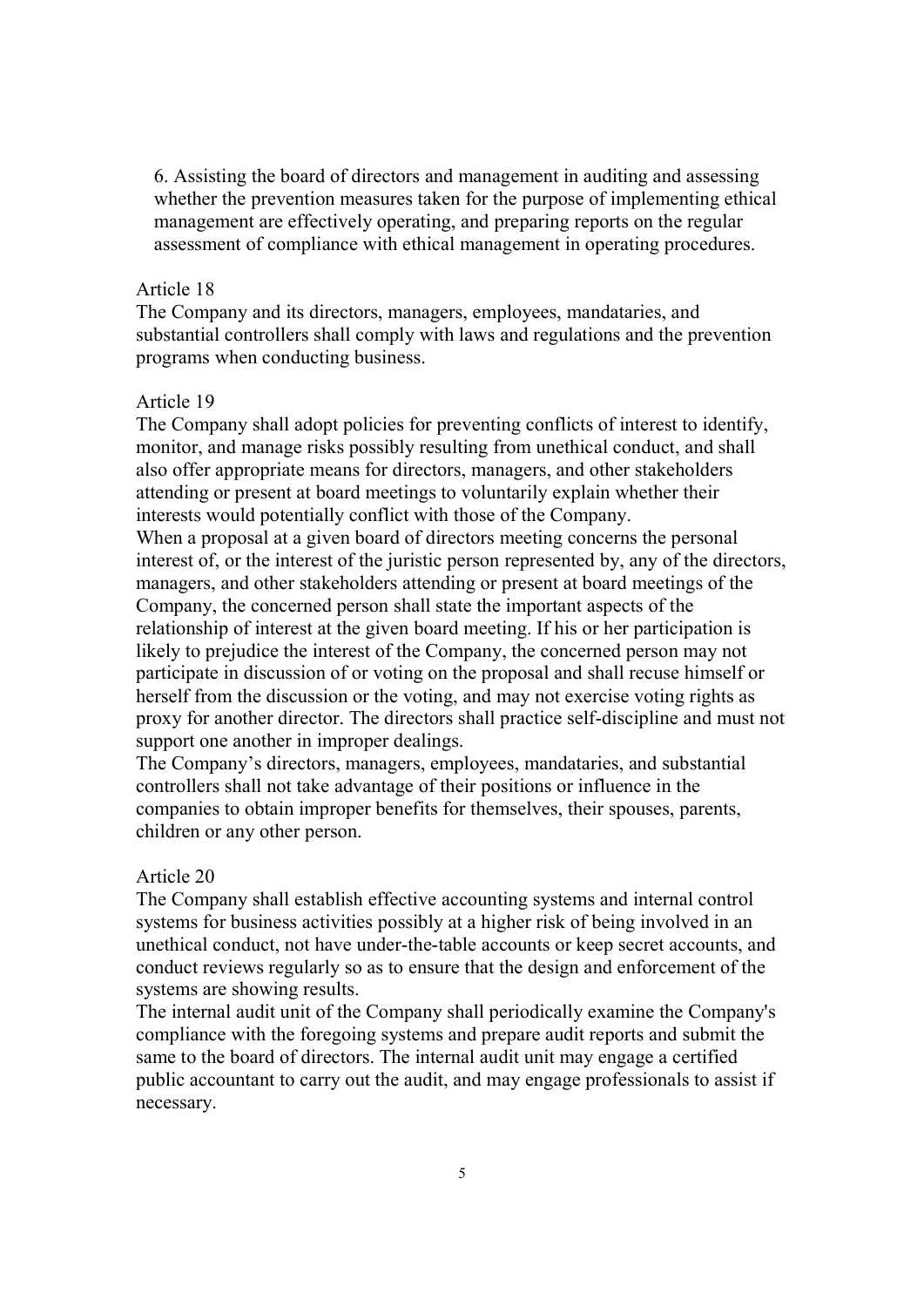6. Assisting the board of directors and management in auditing and assessing whether the prevention measures taken for the purpose of implementing ethical management are effectively operating, and preparing reports on the regular assessment of compliance with ethical management in operating procedures.

Article 18

The Company and its directors, managers, employees, mandataries, and substantial controllers shall comply with laws and regulations and the prevention programs when conducting business.

Article 19

The Company shall adopt policies for preventing conflicts of interest to identify, monitor, and manage risks possibly resulting from unethical conduct, and shall also offer appropriate means for directors, managers, and other stakeholders attending or present at board meetings to voluntarily explain whether their interests would potentially conflict with those of the Company.

When a proposal at a given board of directors meeting concerns the personal interest of, or the interest of the juristic person represented by, any of the directors, managers, and other stakeholders attending or present at board meetings of the Company, the concerned person shall state the important aspects of the relationship of interest at the given board meeting. If his or her participation is likely to prejudice the interest of the Company, the concerned person may not participate in discussion of or voting on the proposal and shall recuse himself or herself from the discussion or the voting, and may not exercise voting rights as proxy for another director. The directors shall practice self-discipline and must not support one another in improper dealings.

The Company's directors, managers, employees, mandataries, and substantial controllers shall not take advantage of their positions or influence in the companies to obtain improper benefits for themselves, their spouses, parents, children or any other person.

Article 20

The Company shall establish effective accounting systems and internal control systems for business activities possibly at a higher risk of being involved in an unethical conduct, not have under-the-table accounts or keep secret accounts, and conduct reviews regularly so as to ensure that the design and enforcement of the systems are showing results.

The internal audit unit of the Company shall periodically examine the Company's compliance with the foregoing systems and prepare audit reports and submit the same to the board of directors. The internal audit unit may engage a certified public accountant to carry out the audit, and may engage professionals to assist if necessary.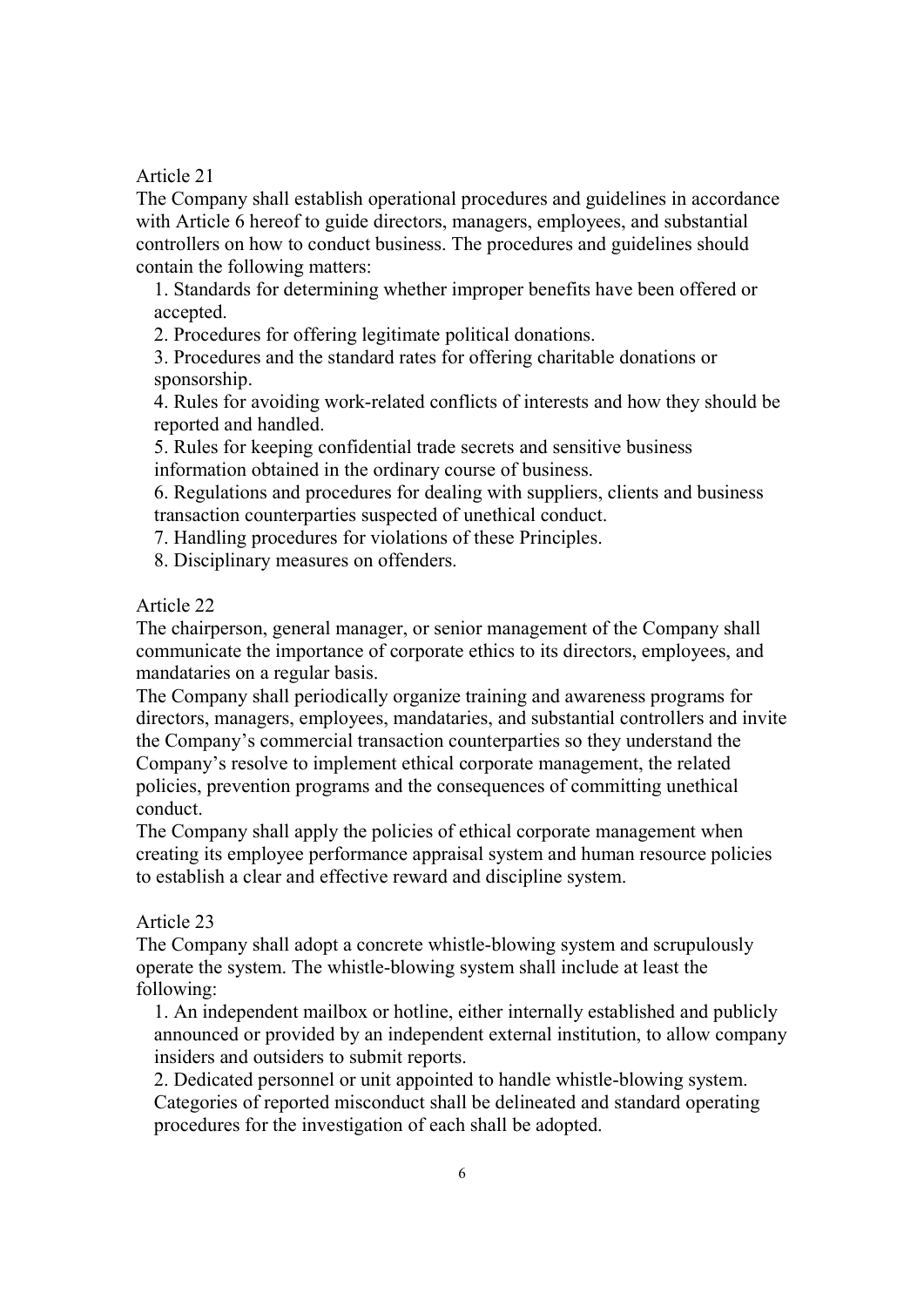Article 21

The Company shall establish operational procedures and guidelines in accordance with Article 6 hereof to guide directors, managers, employees, and substantial controllers on how to conduct business. The procedures and guidelines should contain the following matters:

1. Standards for determining whether improper benefits have been offered or accepted.
2. Procedures for offering legitimate political donations.
3. Procedures and the standard rates for offering charitable donations or sponsorship.
4. Rules for avoiding work-related conflicts of interests and how they should be reported and handled.
5. Rules for keeping confidential trade secrets and sensitive business information obtained in the ordinary course of business.
6. Regulations and procedures for dealing with suppliers, clients and business transaction counterparties suspected of unethical conduct.
7. Handling procedures for violations of these Principles.
8. Disciplinary measures on offenders.

Article 22

The chairperson, general manager, or senior management of the Company shall communicate the importance of corporate ethics to its directors, employees, and mandataries on a regular basis.

The Company shall periodically organize training and awareness programs for directors, managers, employees, mandataries, and substantial controllers and invite the Company's commercial transaction counterparties so they understand the Company's resolve to implement ethical corporate management, the related policies, prevention programs and the consequences of committing unethical conduct.

The Company shall apply the policies of ethical corporate management when creating its employee performance appraisal system and human resource policies to establish a clear and effective reward and discipline system.

Article 23

The Company shall adopt a concrete whistle-blowing system and scrupulously operate the system. The whistle-blowing system shall include at least the following:

1. An independent mailbox or hotline, either internally established and publicly announced or provided by an independent external institution, to allow company insiders and outsiders to submit reports.
2. Dedicated personnel or unit appointed to handle whistle-blowing system. Categories of reported misconduct shall be delineated and standard operating procedures for the investigation of each shall be adopted.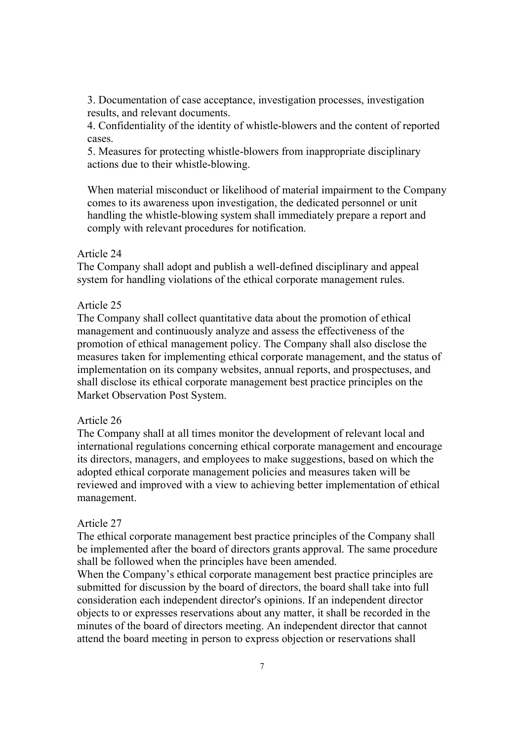3. Documentation of case acceptance, investigation processes, investigation results, and relevant documents.
4. Confidentiality of the identity of whistle-blowers and the content of reported cases.
5. Measures for protecting whistle-blowers from inappropriate disciplinary actions due to their whistle-blowing.

When material misconduct or likelihood of material impairment to the Company comes to its awareness upon investigation, the dedicated personnel or unit handling the whistle-blowing system shall immediately prepare a report and comply with relevant procedures for notification.

Article 24
The Company shall adopt and publish a well-defined disciplinary and appeal system for handling violations of the ethical corporate management rules.

Article 25
The Company shall collect quantitative data about the promotion of ethical management and continuously analyze and assess the effectiveness of the promotion of ethical management policy. The Company shall also disclose the measures taken for implementing ethical corporate management, and the status of implementation on its company websites, annual reports, and prospectuses, and shall disclose its ethical corporate management best practice principles on the Market Observation Post System.

Article 26
The Company shall at all times monitor the development of relevant local and international regulations concerning ethical corporate management and encourage its directors, managers, and employees to make suggestions, based on which the adopted ethical corporate management policies and measures taken will be reviewed and improved with a view to achieving better implementation of ethical management.

Article 27
The ethical corporate management best practice principles of the Company shall be implemented after the board of directors grants approval. The same procedure shall be followed when the principles have been amended.
When the Company's ethical corporate management best practice principles are submitted for discussion by the board of directors, the board shall take into full consideration each independent director's opinions. If an independent director objects to or expresses reservations about any matter, it shall be recorded in the minutes of the board of directors meeting. An independent director that cannot attend the board meeting in person to express objection or reservations shall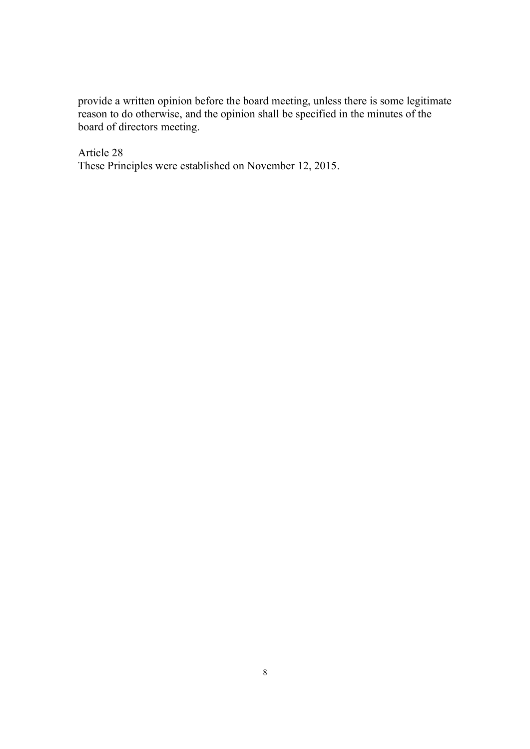provide a written opinion before the board meeting, unless there is some legitimate reason to do otherwise, and the opinion shall be specified in the minutes of the board of directors meeting.

Article 28
These Principles were established on November 12, 2015.